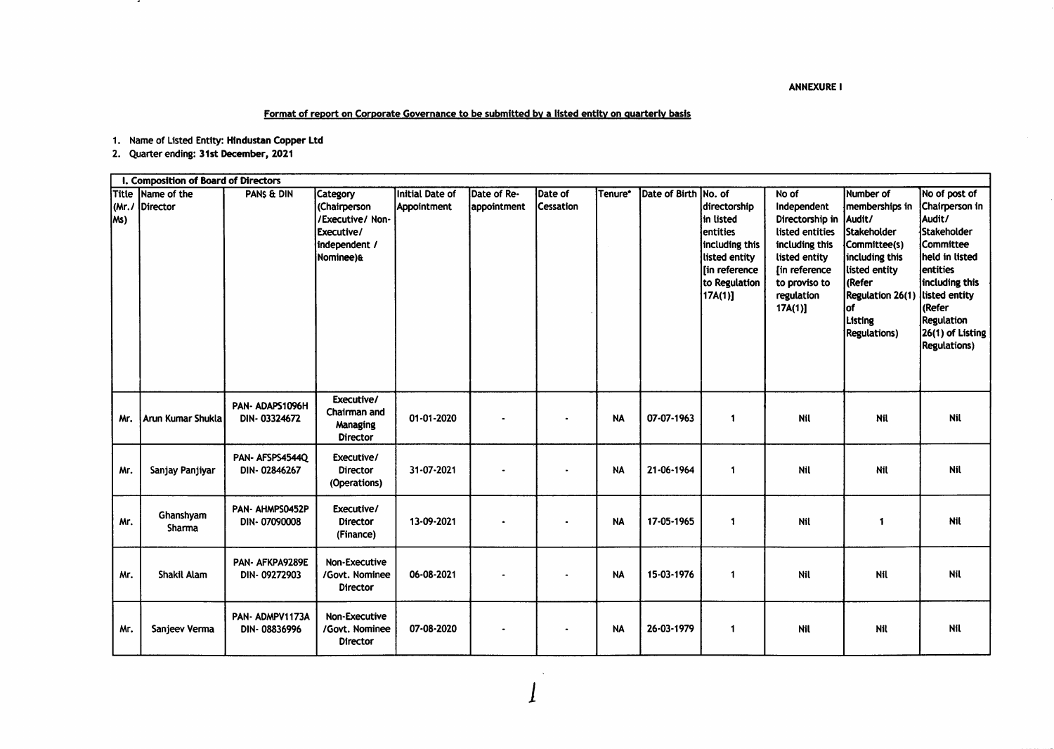**ANNEXURE I**

**Format of report on Corporate Governance to be submitted by a listed entity on quarterly basis**

1. Name of Listed Entity: **Hindustan Copper Ltd**
2. Quarter ending: **31st December, 2021**

| I. Composition of Board of Directors | | | | | | | | | | | | |
|---|---|---|---|---|---|---|---|---|---|---|---|---|
| Title (Mr./ Ms) | Name of the Director | PANS & DIN | Category (Chairperson /Executive/ Non-Executive/ independent / Nominee)& | Initial Date of Appointment | Date of Re-appointment | Date of Cessation | Tenure* | Date of Birth | No. of directorship in listed entities including this listed entity [in reference to Regulation 17A(1)] | No of Independent Directorship in listed entities including this listed entity [in reference to proviso to regulation 17A(1)] | Number of memberships in Audit/ Stakeholder Committee(s) including this listed entity (Refer Regulation 26(1) of Listing Regulations) | No of post of Chairperson in Audit/ Stakeholder Committee held in listed entities including this listed entity (Refer Regulation 26(1) of Listing Regulations) |
| Mr. | Arun Kumar Shukla | PAN- ADAPS1096H DIN- 03324672 | Executive/ Chairman and Managing Director | 01-01-2020 | - | - | NA | 07-07-1963 | 1 | Nil | Nil | Nil |
| Mr. | Sanjay Panjiyar | PAN- AFSPS4544Q DIN- 02846267 | Executive/ Director (Operations) | 31-07-2021 | - | - | NA | 21-06-1964 | 1 | Nil | Nil | Nil |
| Mr. | Ghanshyam Sharma | PAN- AHMPS0452P DIN- 07090008 | Executive/ Director (Finance) | 13-09-2021 | - | - | NA | 17-05-1965 | 1 | Nil | 1 | Nil |
| Mr. | Shakil Alam | PAN- AFKPA9289E DIN- 09272903 | Non-Executive /Govt. Nominee Director | 06-08-2021 | - | - | NA | 15-03-1976 | 1 | Nil | Nil | Nil |
| Mr. | Sanjeev Verma | PAN- ADMPV1173A DIN- 08836996 | Non-Executive /Govt. Nominee Director | 07-08-2020 | - | - | NA | 26-03-1979 | 1 | Nil | Nil | Nil |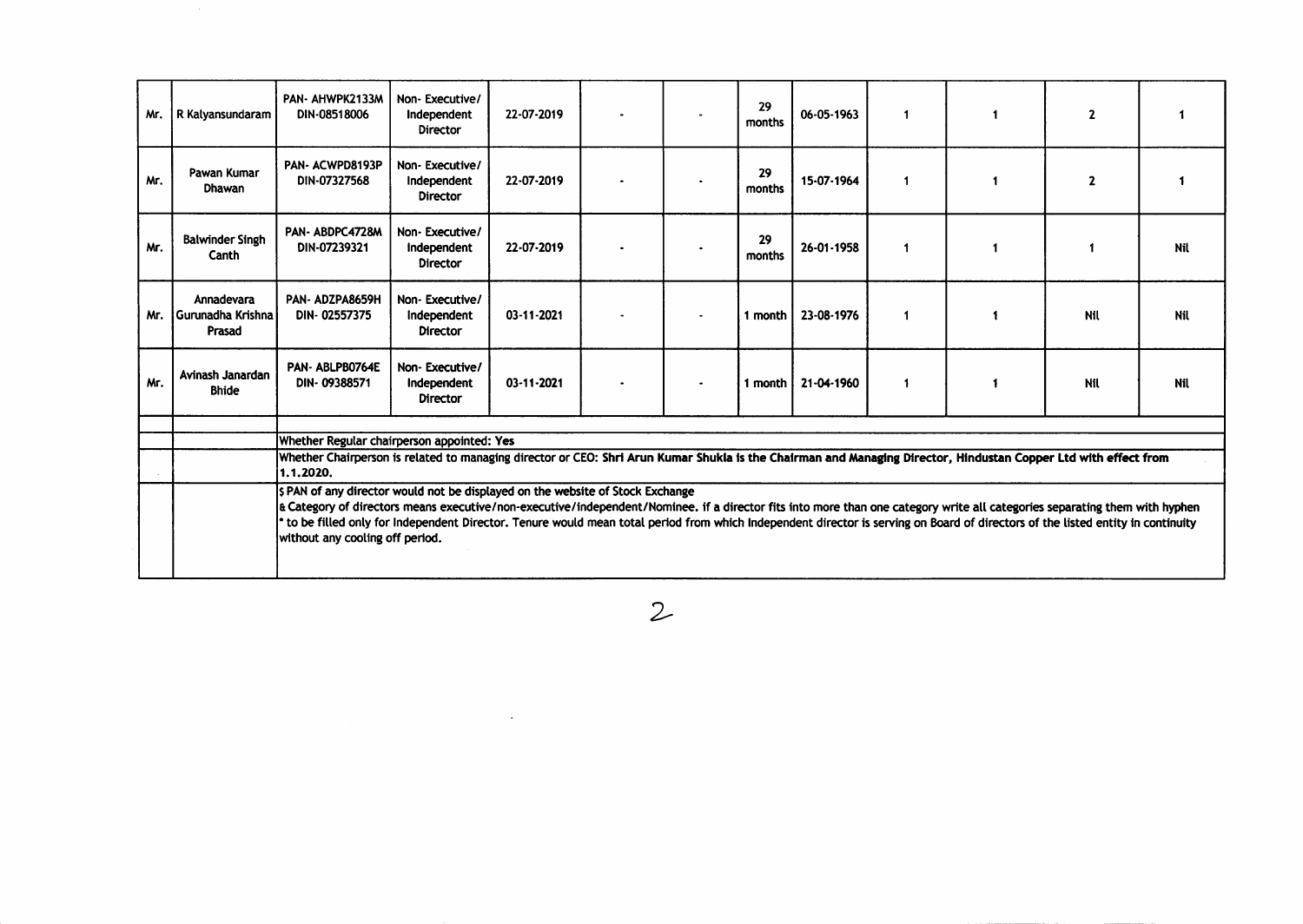| Mr. | R Kalyansundaram | PAN- AHWPK2133M DIN-08518006 | Non- Executive/ Independent Director | 22-07-2019 | - | - | 29 months | 06-05-1963 | 1 | 1 | 2 | 1 |
|---|---|---|---|---|---|---|---|---|---|---|---|---|
| Mr. | Pawan Kumar Dhawan | PAN- ACWPD8193P DIN-07327568 | Non- Executive/ Independent Director | 22-07-2019 | - | - | 29 months | 15-07-1964 | 1 | 1 | 2 | 1 |
| Mr. | Balwinder Singh Canth | PAN- ABDPC4728M DIN-07239321 | Non- Executive/ Independent Director | 22-07-2019 | - | - | 29 months | 26-01-1958 | 1 | 1 | 1 | Nil |
| Mr. | Annadevara Gurunadha Krishna Prasad | PAN- ADZPA8659H DIN- 02557375 | Non- Executive/ Independent Director | 03-11-2021 | - | - | 1 month | 23-08-1976 | 1 | 1 | Nil | Nil |
| Mr. | Avinash Janardan Bhide | PAN- ABLPB0764E DIN- 09388571 | Non- Executive/ Independent Director | 03-11-2021 | - | - | 1 month | 21-04-1960 | 1 | 1 | Nil | Nil |
| | | | | | | | | | | | | |
| | | Whether Regular chairperson appointed: Yes | | | | | | | | | | |
| | | Whether Chairperson is related to managing director or CEO: **Shri Arun Kumar Shukla is the Chairman and Managing Director, Hindustan Copper Ltd with effect from 1.1.2020.** | | | | | | | | | | |
| | | $ PAN of any director would not be displayed on the website of Stock Exchange<br>& Category of directors means executive/non-executive/independent/Nominee. if a director fits into more than one category write all categories separating them with hyphen<br>* to be filled only for Independent Director. Tenure would mean total period from which Independent director is serving on Board of directors of the listed entity in continuity without any cooling off period. | | | | | | | | | | |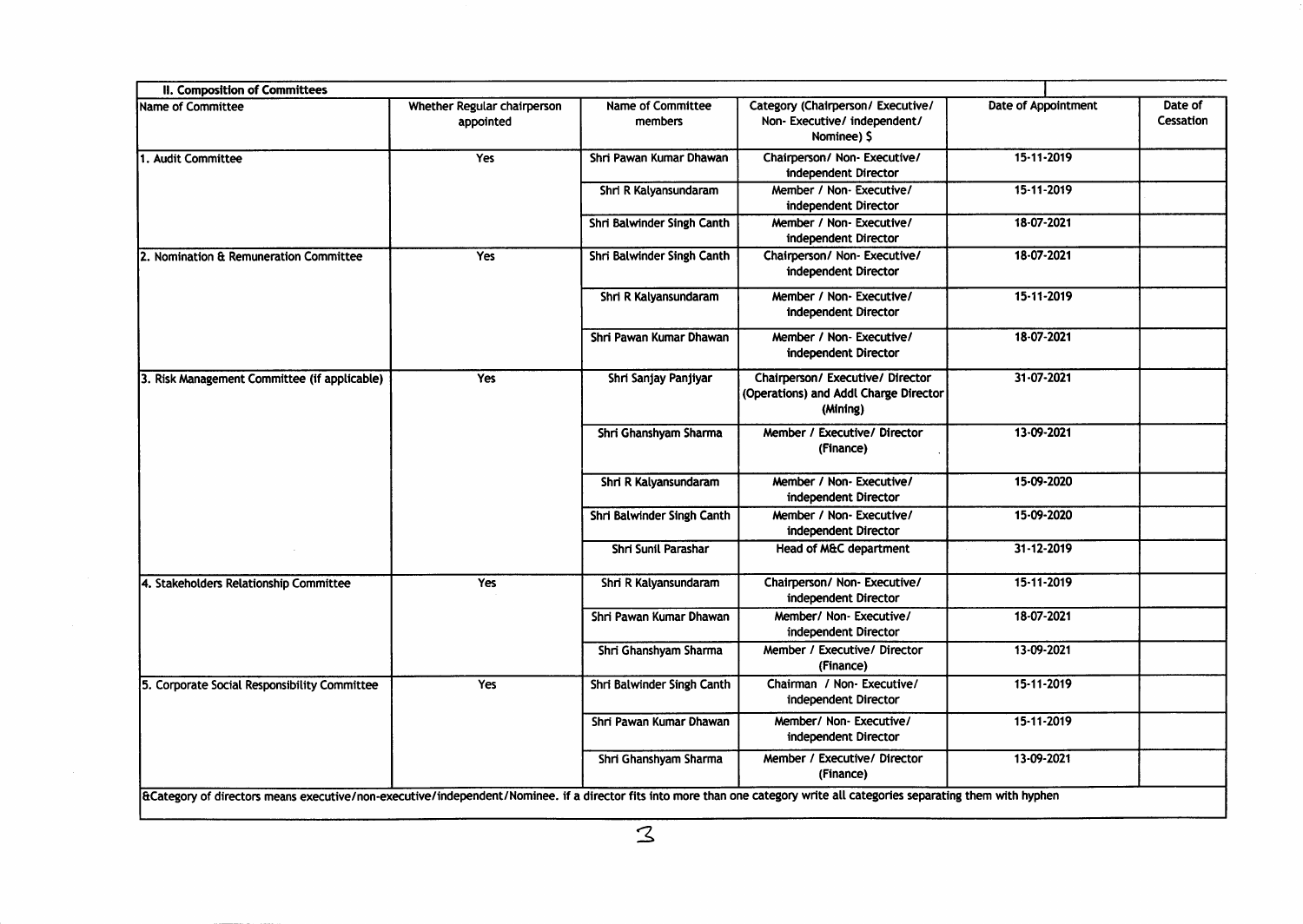| II. Composition of Committees | | | | | |
|---|---|---|---|---|---|
| Name of Committee | Whether Regular chairperson appointed | Name of Committee members | Category (Chairperson/ Executive/ Non- Executive/ independent/ Nominee) $ | Date of Appointment | Date of Cessation |
| 1. Audit Committee | Yes | Shri Pawan Kumar Dhawan | Chairperson/ Non- Executive/ independent Director | 15-11-2019 | |
| | | Shri R Kalyansundaram | Member / Non- Executive/ independent Director | 15-11-2019 | |
| | | Shri Balwinder Singh Canth | Member / Non- Executive/ independent Director | 18-07-2021 | |
| 2. Nomination & Remuneration Committee | Yes | Shri Balwinder Singh Canth | Chairperson/ Non- Executive/ independent Director | 18-07-2021 | |
| | | Shri R Kalyansundaram | Member / Non- Executive/ independent Director | 15-11-2019 | |
| | | Shri Pawan Kumar Dhawan | Member / Non- Executive/ independent Director | 18-07-2021 | |
| 3. Risk Management Committee (if applicable) | Yes | Shri Sanjay Panjiyar | Chairperson/ Executive/ Director (Operations) and Addl Charge Director (Mining) | 31-07-2021 | |
| | | Shri Ghanshyam Sharma | Member / Executive/ Director (Finance) | 13-09-2021 | |
| | | Shri R Kalyansundaram | Member / Non- Executive/ independent Director | 15-09-2020 | |
| | | Shri Balwinder Singh Canth | Member / Non- Executive/ independent Director | 15-09-2020 | |
| | | Shri Sunil Parashar | Head of M&C department | 31-12-2019 | |
| 4. Stakeholders Relationship Committee | Yes | Shri R Kalyansundaram | Chairperson/ Non- Executive/ independent Director | 15-11-2019 | |
| | | Shri Pawan Kumar Dhawan | Member/ Non- Executive/ independent Director | 18-07-2021 | |
| | | Shri Ghanshyam Sharma | Member / Executive/ Director (Finance) | 13-09-2021 | |
| 5. Corporate Social Responsibility Committee | Yes | Shri Balwinder Singh Canth | Chairman / Non- Executive/ independent Director | 15-11-2019 | |
| | | Shri Pawan Kumar Dhawan | Member/ Non- Executive/ independent Director | 15-11-2019 | |
| | | Shri Ghanshyam Sharma | Member / Executive/ Director (Finance) | 13-09-2021 | |

&Category of directors means executive/non-executive/independent/Nominee. if a director fits into more than one category write all categories separating them with hyphen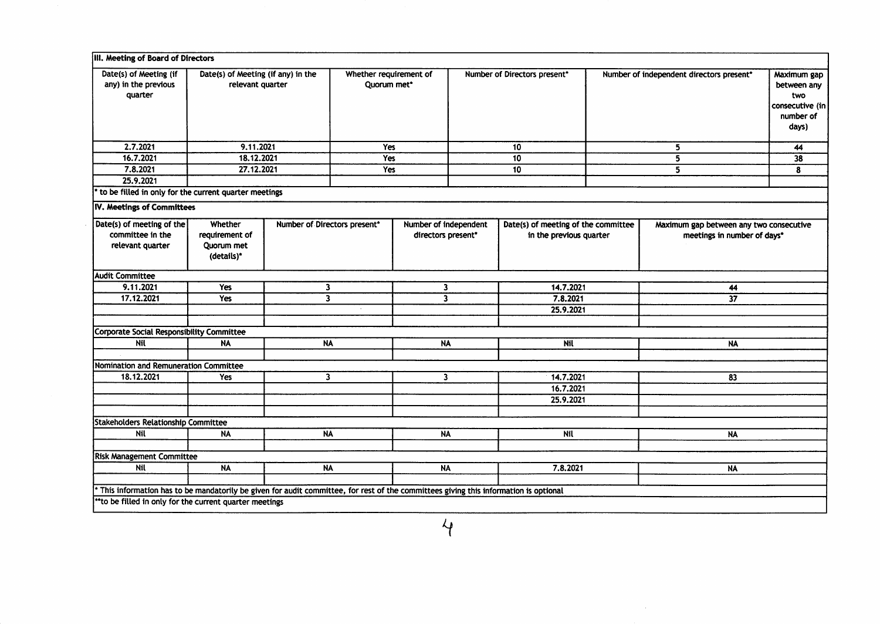### III. Meeting of Board of Directors

| Date(s) of Meeting (if any) in the previous quarter | Date(s) of Meeting (if any) in the relevant quarter | Whether requirement of Quorum met* | Number of Directors present* | Number of independent directors present* | Maximum gap between any two consecutive (in number of days) |
|---|---|---|---|---|---|
| 2.7.2021 | 9.11.2021 | Yes | 10 | 5 | 44 |
| 16.7.2021 | 18.12.2021 | Yes | 10 | 5 | 38 |
| 7.8.2021 | 27.12.2021 | Yes | 10 | 5 | 8 |
| 25.9.2021 | | | | | |

* to be filled in only for the current quarter meetings

### IV. Meetings of Committees

| Date(s) of meeting of the committee in the relevant quarter | Whether requirement of Quorum met (details)* | Number of Directors present* | Number of independent directors present* | Date(s) of meeting of the committee in the previous quarter | Maximum gap between any two consecutive meetings in number of days* |
|---|---|---|---|---|---|
| **Audit Committee** | | | | | |
| 9.11.2021 | Yes | 3 | 3 | 14.7.2021 | 44 |
| 17.12.2021 | Yes | 3 | 3 | 7.8.2021 | 37 |
| | | | | 25.9.2021 | |
| | | | | | |
| **Corporate Social Responsibility Committee** | | | | | |
| Nil | NA | NA | NA | Nil | NA |
| | | | | | |
| **Nomination and Remuneration Committee** | | | | | |
| 18.12.2021 | Yes | 3 | 3 | 14.7.2021 | 83 |
| | | | | 16.7.2021 | |
| | | | | 25.9.2021 | |
| | | | | | |
| **Stakeholders Relationship Committee** | | | | | |
| Nil | NA | NA | NA | Nil | NA |
| | | | | | |
| **Risk Management Committee** | | | | | |
| Nil | NA | NA | NA | 7.8.2021 | NA |
| | | | | | |

* This information has to be mandatorily be given for audit committee, for rest of the committees giving this information is optional

**to be filled in only for the current quarter meetings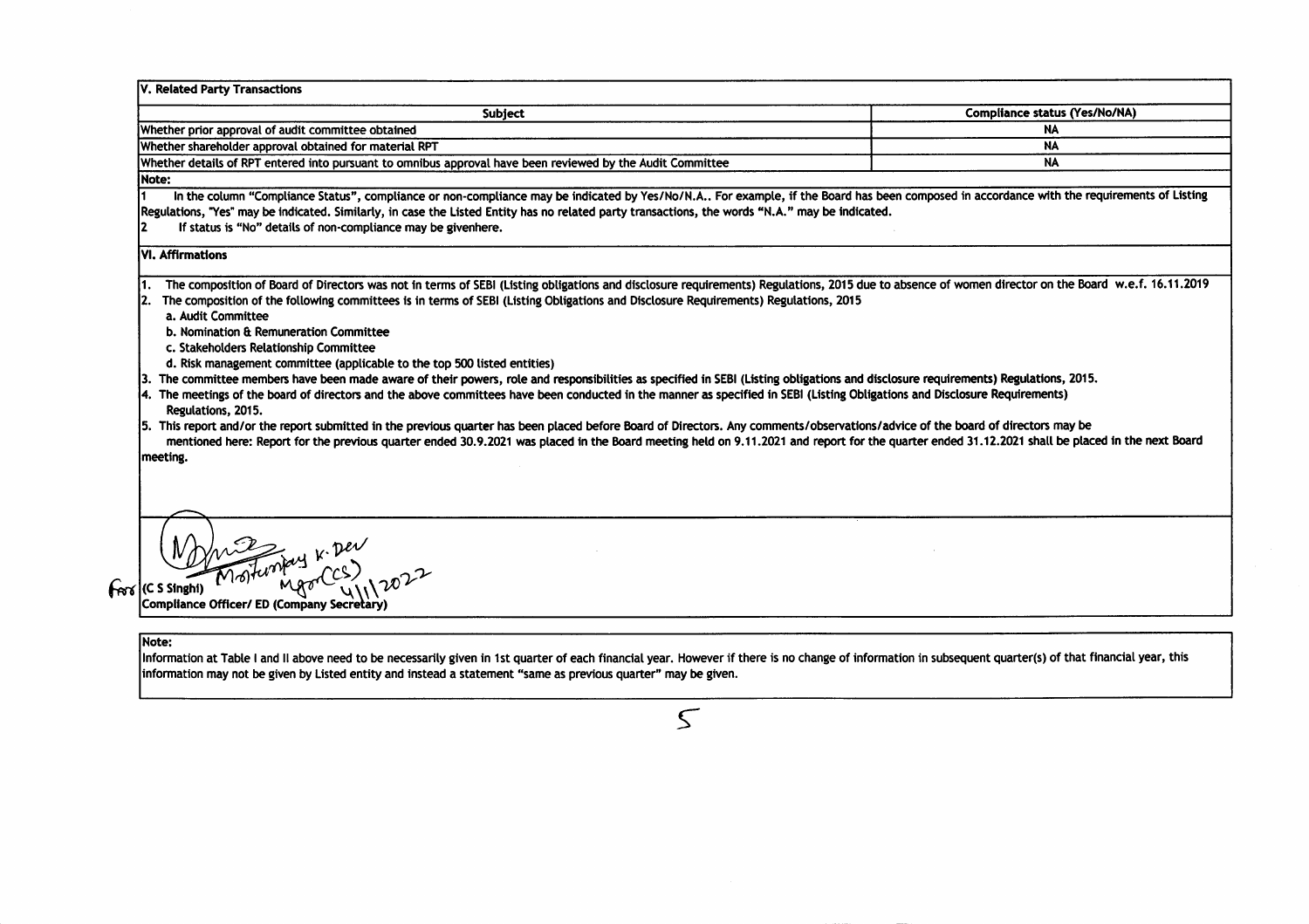## V. Related Party Transactions

| Subject | Compliance status (Yes/No/NA) |
| --- | --- |
| Whether prior approval of audit committee obtained | NA |
| Whether shareholder approval obtained for material RPT | NA |
| Whether details of RPT entered into pursuant to omnibus approval have been reviewed by the Audit Committee | NA |

**Note:**

1 In the column "Compliance Status", compliance or non-compliance may be indicated by Yes/No/N.A.. For example, if the Board has been composed in accordance with the requirements of Listing Regulations, "Yes" may be indicated. Similarly, in case the Listed Entity has no related party transactions, the words "N.A." may be indicated.

2 If status is "No" details of non-compliance may be givenhere.

## VI. Affirmations

1. The composition of Board of Directors was not in terms of SEBI (Listing obligations and disclosure requirements) Regulations, 2015 due to absence of women director on the Board w.e.f. 16.11.2019
2. The composition of the following committees is in terms of SEBI (Listing Obligations and Disclosure Requirements) Regulations, 2015
   a. Audit Committee
   b. Nomination & Remuneration Committee
   c. Stakeholders Relationship Committee
   d. Risk management committee (applicable to the top 500 listed entities)
3. The committee members have been made aware of their powers, role and responsibilities as specified in SEBI (Listing obligations and disclosure requirements) Regulations, 2015.
4. The meetings of the board of directors and the above committees have been conducted in the manner as specified in SEBI (Listing Obligations and Disclosure Requirements) Regulations, 2015.
5. This report and/or the report submitted in the previous quarter has been placed before Board of Directors. Any comments/observations/advice of the board of directors may be mentioned here: Report for the previous quarter ended 30.9.2021 was placed in the Board meeting held on 9.11.2021 and report for the quarter ended 31.12.2021 shall be placed in the next Board meeting.

For (C S Singhi)
Moitreyee K. Dev
Mgr (CS)
4/1/2022
Compliance Officer/ ED (Company Secretary)

**Note:**
Information at Table I and II above need to be necessarily given in 1st quarter of each financial year. However if there is no change of information in subsequent quarter(s) of that financial year, this information may not be given by Listed entity and instead a statement "same as previous quarter" may be given.